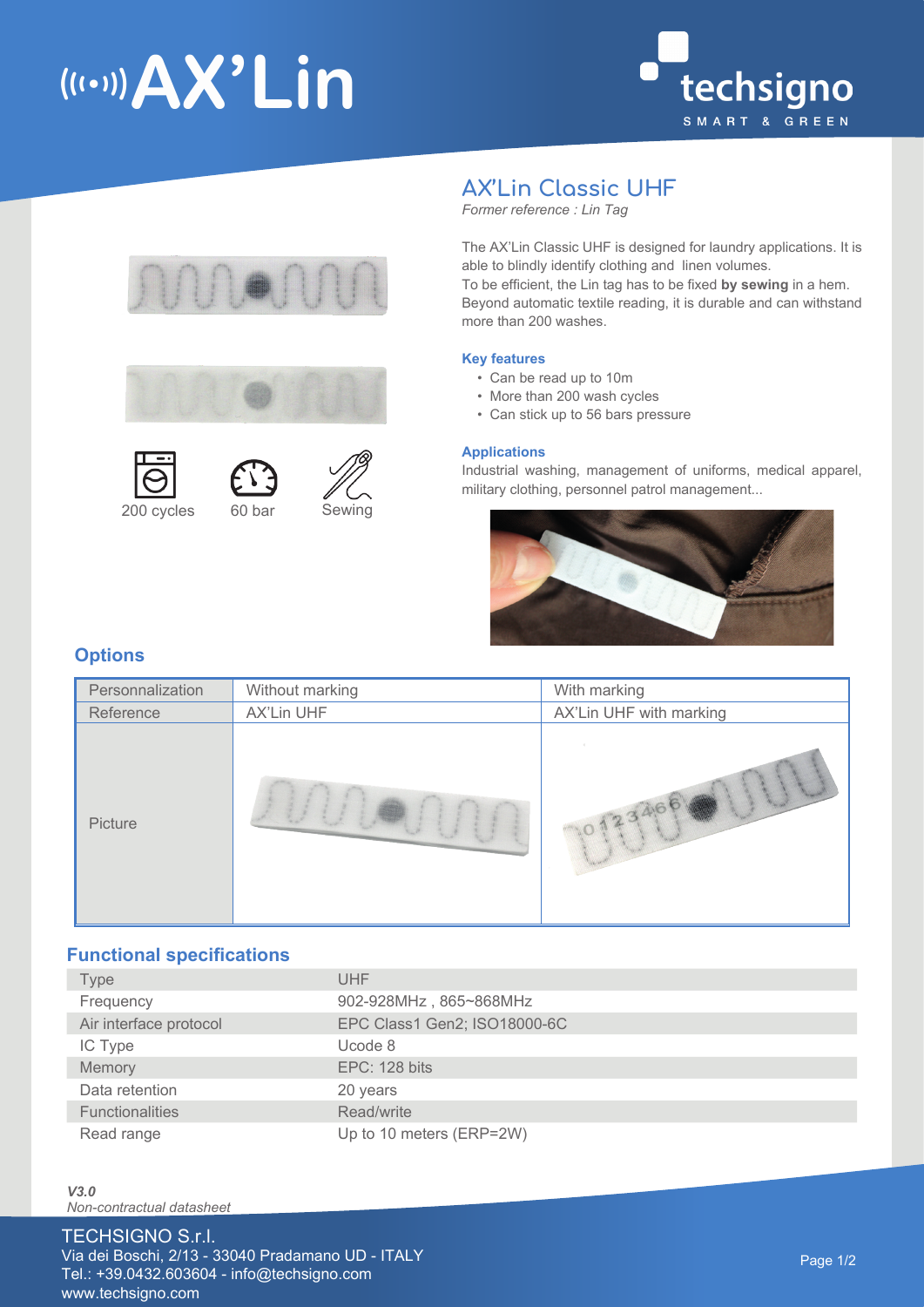# AX'Lin

techsigno
SMART & GREEN

## AX'Lin Classic UHF

*Former reference : Lin Tag*

The AX'Lin Classic UHF is designed for laundry applications. It is able to blindly identify clothing and linen volumes.
To be efficient, the Lin tag has to be fixed **by sewing** in a hem.
Beyond automatic textile reading, it is durable and can withstand more than 200 washes.

200 cycles | 60 bar | Sewing

### Key features

- Can be read up to 10m
- More than 200 wash cycles
- Can stick up to 56 bars pressure

### Applications

Industrial washing, management of uniforms, medical apparel, military clothing, personnel patrol management...

## Options

| Personnalization | Without marking | With marking |
|---|---|---|
| Reference | AX'Lin UHF | AX'Lin UHF with marking |
| Picture | | |

## Functional specifications

| | |
|---|---|
| Type | UHF |
| Frequency | 902-928MHz , 865~868MHz |
| Air interface protocol | EPC Class1 Gen2; ISO18000-6C |
| IC Type | Ucode 8 |
| Memory | EPC: 128 bits |
| Data retention | 20 years |
| Functionalities | Read/write |
| Read range | Up to 10 meters (ERP=2W) |

***V3.0***
*Non-contractual datasheet*

TECHSIGNO S.r.l.
Via dei Boschi, 2/13 - 33040 Pradamano UD - ITALY
Tel.: +39.0432.603604 - info@techsigno.com
www.techsigno.com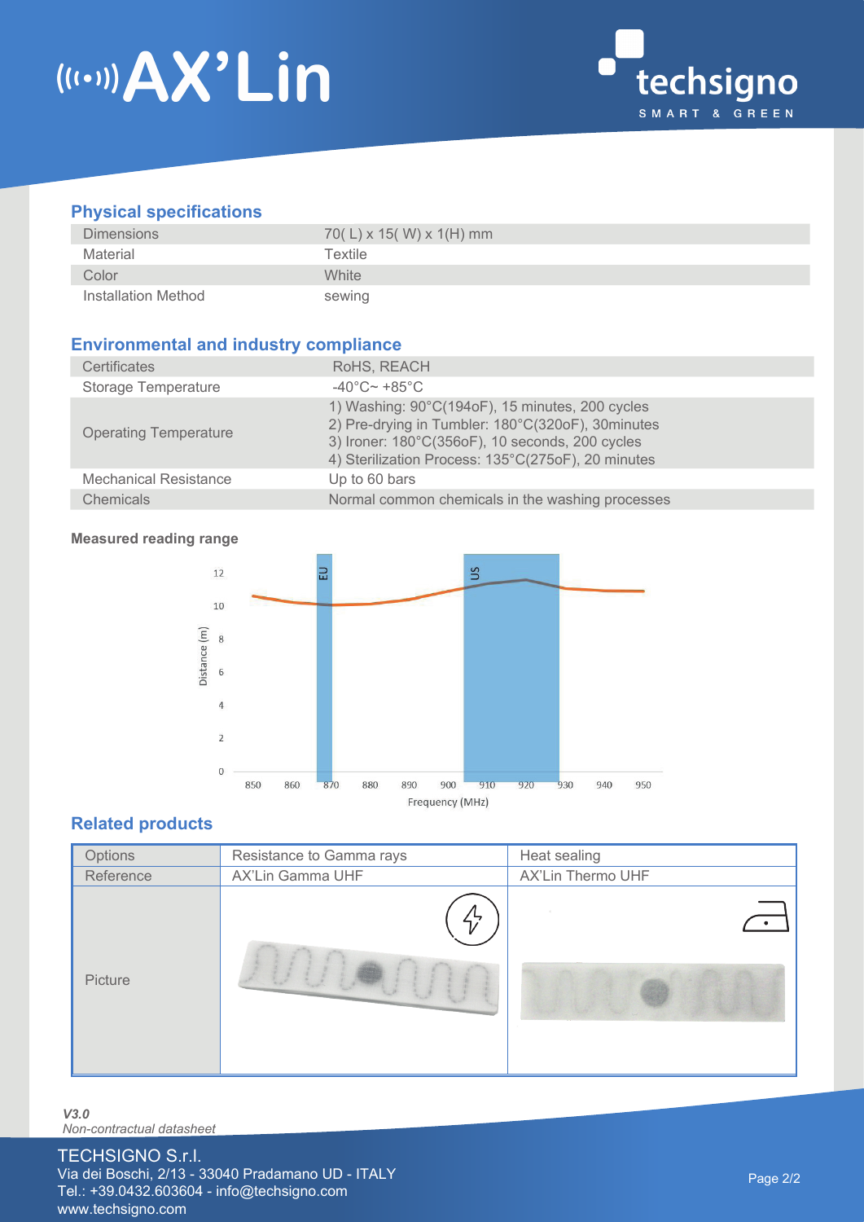# AX'Lin

techsigno
SMART & GREEN

## Physical specifications

| | |
|---|---|
| Dimensions | 70( L) x 15( W) x 1(H) mm |
| Material | Textile |
| Color | White |
| Installation Method | sewing |

## Environmental and industry compliance

| | |
|---|---|
| Certificates | RoHS, REACH |
| Storage Temperature | -40°C~ +85°C |
| Operating Temperature | 1) Washing: 90°C(194oF), 15 minutes, 200 cycles<br>2) Pre-drying in Tumbler: 180°C(320oF), 30minutes<br>3) Ironer: 180°C(356oF), 10 seconds, 200 cycles<br>4) Sterilization Process: 135°C(275oF), 20 minutes |
| Mechanical Resistance | Up to 60 bars |
| Chemicals | Normal common chemicals in the washing processes |

**Measured reading range**

EU
US
Distance (m)
12
10
8
6
4
2
0
850 860 870 880 890 900 910 920 930 940 950
Frequency (MHz)

## Related products

| Options | Resistance to Gamma rays | Heat sealing |
|---|---|---|
| Reference | AX'Lin Gamma UHF | AX'Lin Thermo UHF |
| Picture | | |

*V3.0*
*Non-contractual datasheet*

TECHSIGNO S.r.l.
Via dei Boschi, 2/13 - 33040 Pradamano UD - ITALY
Tel.: +39.0432.603604 - info@techsigno.com
www.techsigno.com